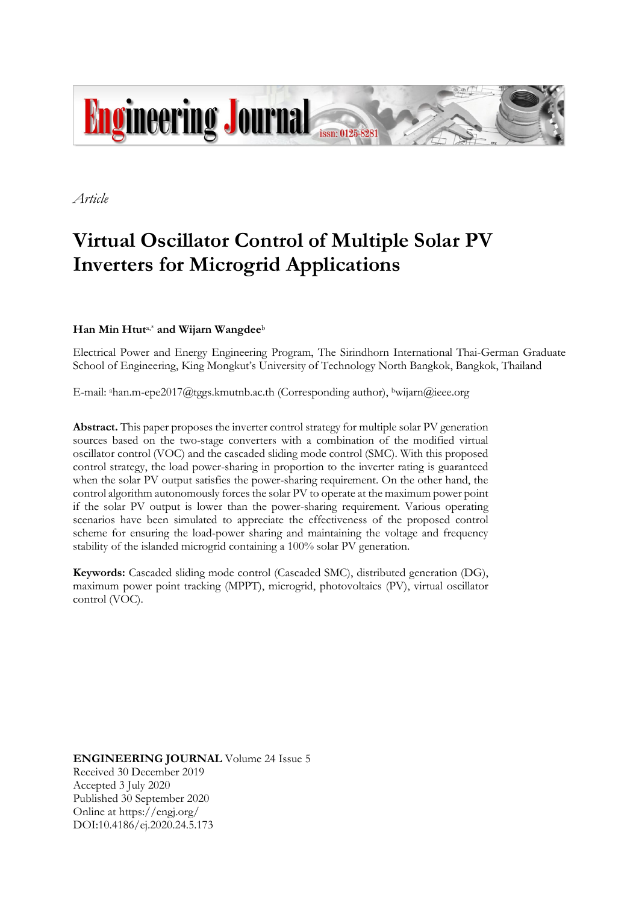Engineering Journal issn: 0125-8281

*Article*

# Virtual Oscillator Control of Multiple Solar PV Inverters for Microgrid Applications

**Han Min Htut**[a,*] **and Wijarn Wangdee**[b]

Electrical Power and Energy Engineering Program, The Sirindhorn International Thai-German Graduate School of Engineering, King Mongkut's University of Technology North Bangkok, Bangkok, Thailand

E-mail: [a]han.m-epe2017@tggs.kmutnb.ac.th (Corresponding author), [b]wijarn@ieee.org

**Abstract.** This paper proposes the inverter control strategy for multiple solar PV generation sources based on the two-stage converters with a combination of the modified virtual oscillator control (VOC) and the cascaded sliding mode control (SMC). With this proposed control strategy, the load power-sharing in proportion to the inverter rating is guaranteed when the solar PV output satisfies the power-sharing requirement. On the other hand, the control algorithm autonomously forces the solar PV to operate at the maximum power point if the solar PV output is lower than the power-sharing requirement. Various operating scenarios have been simulated to appreciate the effectiveness of the proposed control scheme for ensuring the load-power sharing and maintaining the voltage and frequency stability of the islanded microgrid containing a 100% solar PV generation.

**Keywords:** Cascaded sliding mode control (Cascaded SMC), distributed generation (DG), maximum power point tracking (MPPT), microgrid, photovoltaics (PV), virtual oscillator control (VOC).

**ENGINEERING JOURNAL** Volume 24 Issue 5
Received 30 December 2019
Accepted 3 July 2020
Published 30 September 2020
Online at https://engj.org/
DOI:10.4186/ej.2020.24.5.173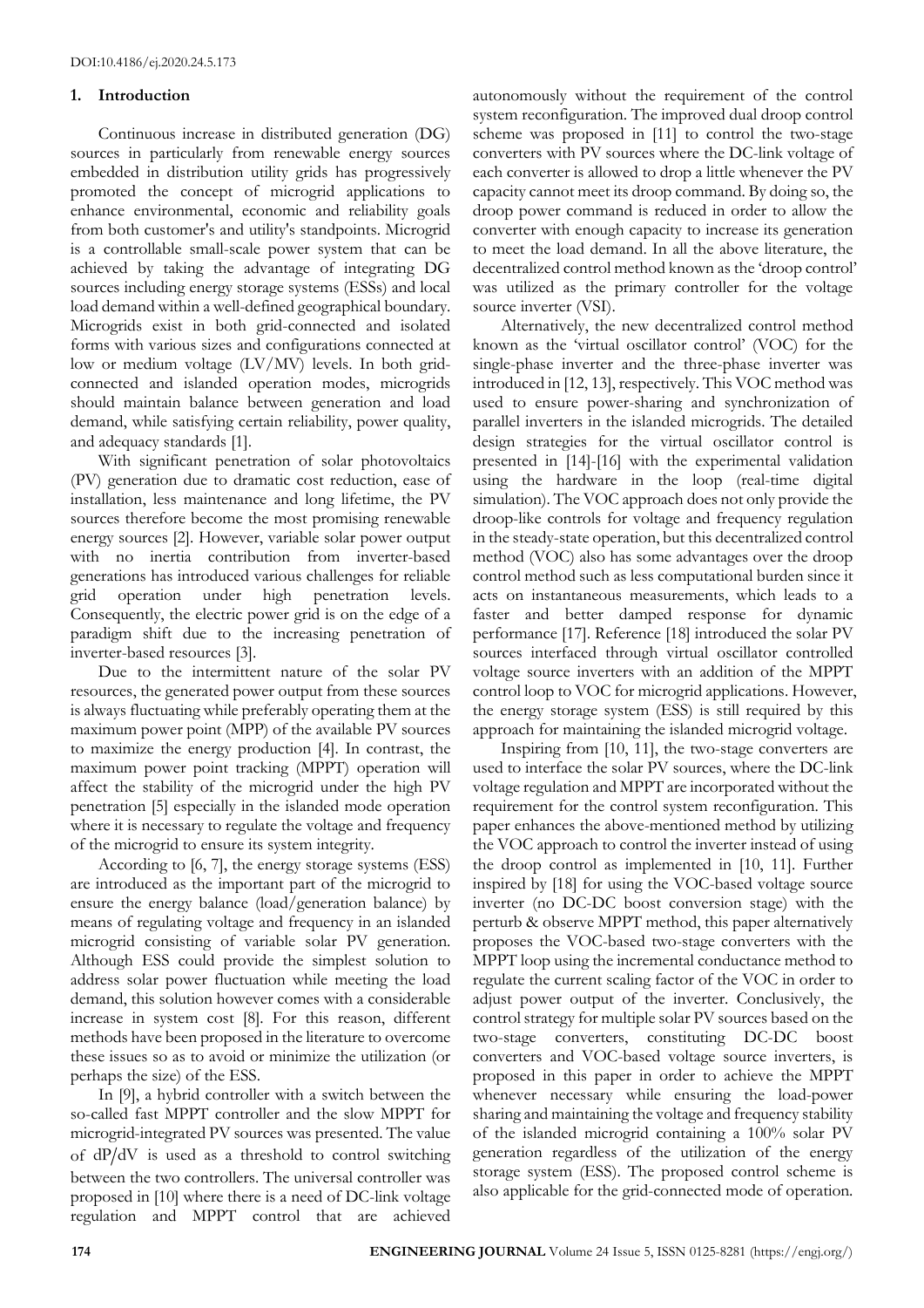## 1. Introduction

Continuous increase in distributed generation (DG) sources in particularly from renewable energy sources embedded in distribution utility grids has progressively promoted the concept of microgrid applications to enhance environmental, economic and reliability goals from both customer's and utility's standpoints. Microgrid is a controllable small-scale power system that can be achieved by taking the advantage of integrating DG sources including energy storage systems (ESSs) and local load demand within a well-defined geographical boundary. Microgrids exist in both grid-connected and isolated forms with various sizes and configurations connected at low or medium voltage (LV/MV) levels. In both grid-connected and islanded operation modes, microgrids should maintain balance between generation and load demand, while satisfying certain reliability, power quality, and adequacy standards [1].

With significant penetration of solar photovoltaics (PV) generation due to dramatic cost reduction, ease of installation, less maintenance and long lifetime, the PV sources therefore become the most promising renewable energy sources [2]. However, variable solar power output with no inertia contribution from inverter-based generations has introduced various challenges for reliable grid operation under high penetration levels. Consequently, the electric power grid is on the edge of a paradigm shift due to the increasing penetration of inverter-based resources [3].

Due to the intermittent nature of the solar PV resources, the generated power output from these sources is always fluctuating while preferably operating them at the maximum power point (MPP) of the available PV sources to maximize the energy production [4]. In contrast, the maximum power point tracking (MPPT) operation will affect the stability of the microgrid under the high PV penetration [5] especially in the islanded mode operation where it is necessary to regulate the voltage and frequency of the microgrid to ensure its system integrity.

According to [6, 7], the energy storage systems (ESS) are introduced as the important part of the microgrid to ensure the energy balance (load/generation balance) by means of regulating voltage and frequency in an islanded microgrid consisting of variable solar PV generation. Although ESS could provide the simplest solution to address solar power fluctuation while meeting the load demand, this solution however comes with a considerable increase in system cost [8]. For this reason, different methods have been proposed in the literature to overcome these issues so as to avoid or minimize the utilization (or perhaps the size) of the ESS.

In [9], a hybrid controller with a switch between the so-called fast MPPT controller and the slow MPPT for microgrid-integrated PV sources was presented. The value of $dP/dV$ is used as a threshold to control switching between the two controllers. The universal controller was proposed in [10] where there is a need of DC-link voltage regulation and MPPT control that are achieved autonomously without the requirement of the control system reconfiguration. The improved dual droop control scheme was proposed in [11] to control the two-stage converters with PV sources where the DC-link voltage of each converter is allowed to drop a little whenever the PV capacity cannot meet its droop command. By doing so, the droop power command is reduced in order to allow the converter with enough capacity to increase its generation to meet the load demand. In all the above literature, the decentralized control method known as the 'droop control' was utilized as the primary controller for the voltage source inverter (VSI).

Alternatively, the new decentralized control method known as the 'virtual oscillator control' (VOC) for the single-phase inverter and the three-phase inverter was introduced in [12, 13], respectively. This VOC method was used to ensure power-sharing and synchronization of parallel inverters in the islanded microgrids. The detailed design strategies for the virtual oscillator control is presented in [14]-[16] with the experimental validation using the hardware in the loop (real-time digital simulation). The VOC approach does not only provide the droop-like controls for voltage and frequency regulation in the steady-state operation, but this decentralized control method (VOC) also has some advantages over the droop control method such as less computational burden since it acts on instantaneous measurements, which leads to a faster and better damped response for dynamic performance [17]. Reference [18] introduced the solar PV sources interfaced through virtual oscillator controlled voltage source inverters with an addition of the MPPT control loop to VOC for microgrid applications. However, the energy storage system (ESS) is still required by this approach for maintaining the islanded microgrid voltage.

Inspiring from [10, 11], the two-stage converters are used to interface the solar PV sources, where the DC-link voltage regulation and MPPT are incorporated without the requirement for the control system reconfiguration. This paper enhances the above-mentioned method by utilizing the VOC approach to control the inverter instead of using the droop control as implemented in [10, 11]. Further inspired by [18] for using the VOC-based voltage source inverter (no DC-DC boost conversion stage) with the perturb & observe MPPT method, this paper alternatively proposes the VOC-based two-stage converters with the MPPT loop using the incremental conductance method to regulate the current scaling factor of the VOC in order to adjust power output of the inverter. Conclusively, the control strategy for multiple solar PV sources based on the two-stage converters, constituting DC-DC boost converters and VOC-based voltage source inverters, is proposed in this paper in order to achieve the MPPT whenever necessary while ensuring the load-power sharing and maintaining the voltage and frequency stability of the islanded microgrid containing a 100% solar PV generation regardless of the utilization of the energy storage system (ESS). The proposed control scheme is also applicable for the grid-connected mode of operation.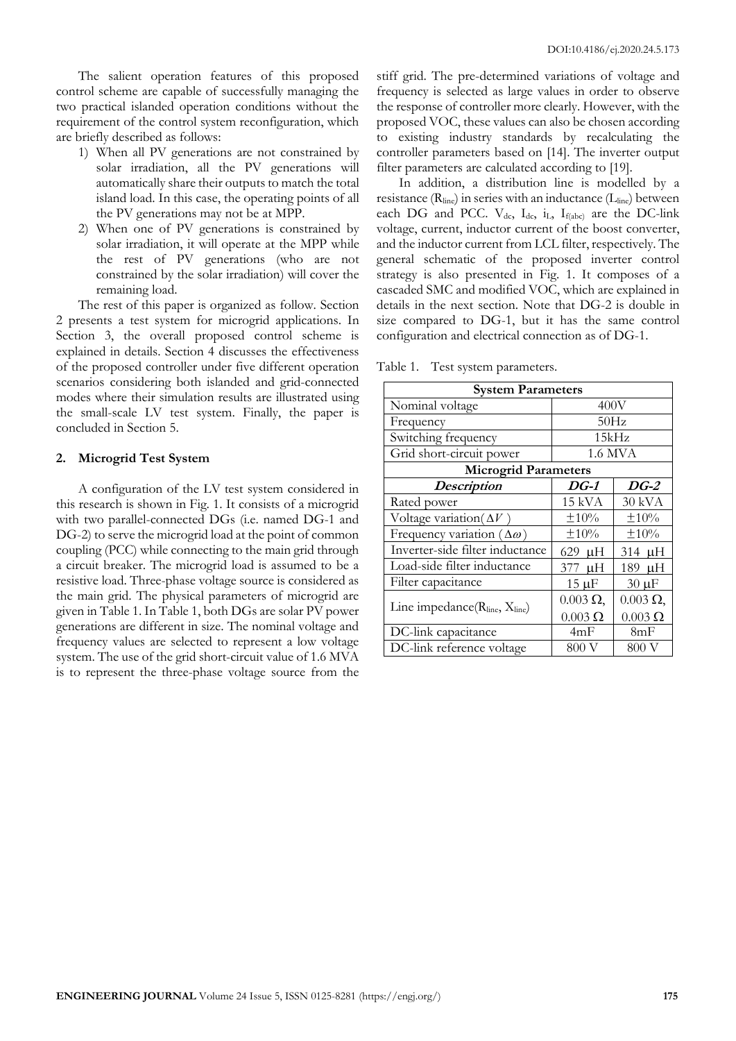The salient operation features of this proposed control scheme are capable of successfully managing the two practical islanded operation conditions without the requirement of the control system reconfiguration, which are briefly described as follows:

1) When all PV generations are not constrained by solar irradiation, all the PV generations will automatically share their outputs to match the total island load. In this case, the operating points of all the PV generations may not be at MPP.
2) When one of PV generations is constrained by solar irradiation, it will operate at the MPP while the rest of PV generations (who are not constrained by the solar irradiation) will cover the remaining load.

The rest of this paper is organized as follow. Section 2 presents a test system for microgrid applications. In Section 3, the overall proposed control scheme is explained in details. Section 4 discusses the effectiveness of the proposed controller under five different operation scenarios considering both islanded and grid-connected modes where their simulation results are illustrated using the small-scale LV test system. Finally, the paper is concluded in Section 5.

## 2. Microgrid Test System

A configuration of the LV test system considered in this research is shown in Fig. 1. It consists of a microgrid with two parallel-connected DGs (i.e. named DG-1 and DG-2) to serve the microgrid load at the point of common coupling (PCC) while connecting to the main grid through a circuit breaker. The microgrid load is assumed to be a resistive load. Three-phase voltage source is considered as the main grid. The physical parameters of microgrid are given in Table 1. In Table 1, both DGs are solar PV power generations are different in size. The nominal voltage and frequency values are selected to represent a low voltage system. The use of the grid short-circuit value of 1.6 MVA is to represent the three-phase voltage source from the stiff grid. The pre-determined variations of voltage and frequency is selected as large values in order to observe the response of controller more clearly. However, with the proposed VOC, these values can also be chosen according to existing industry standards by recalculating the controller parameters based on [14]. The inverter output filter parameters are calculated according to [19].

In addition, a distribution line is modelled by a resistance ($R_{line}$) in series with an inductance ($L_{line}$) between each DG and PCC. $V_{dc}$, $I_{dc}$, $i_L$, $I_{f(abc)}$ are the DC-link voltage, current, inductor current of the boost converter, and the inductor current from LCL filter, respectively. The general schematic of the proposed inverter control strategy is also presented in Fig. 1. It composes of a cascaded SMC and modified VOC, which are explained in details in the next section. Note that DG-2 is double in size compared to DG-1, but it has the same control configuration and electrical connection as of DG-1.

Table 1. Test system parameters.

| **System Parameters** | | |
|---|---|---|
| Nominal voltage | 400V | |
| Frequency | 50Hz | |
| Switching frequency | 15kHz | |
| Grid short-circuit power | 1.6 MVA | |
| **Microgrid Parameters** | | |
| ***Description*** | ***DG-1*** | ***DG-2*** |
| Rated power | 15 kVA | 30 kVA |
| Voltage variation($\Delta V$) | $\pm 10\%$ | $\pm 10\%$ |
| Frequency variation ($\Delta\omega$) | $\pm 10\%$ | $\pm 10\%$ |
| Inverter-side filter inductance | 629 μH | 314 μH |
| Load-side filter inductance | 377 μH | 189 μH |
| Filter capacitance | 15 μF | 30 μF |
| Line impedance($R_{line}$, $X_{line}$) | 0.003 Ω, 0.003 Ω | 0.003 Ω, 0.003 Ω |
| DC-link capacitance | 4mF | 8mF |
| DC-link reference voltage | 800 V | 800 V |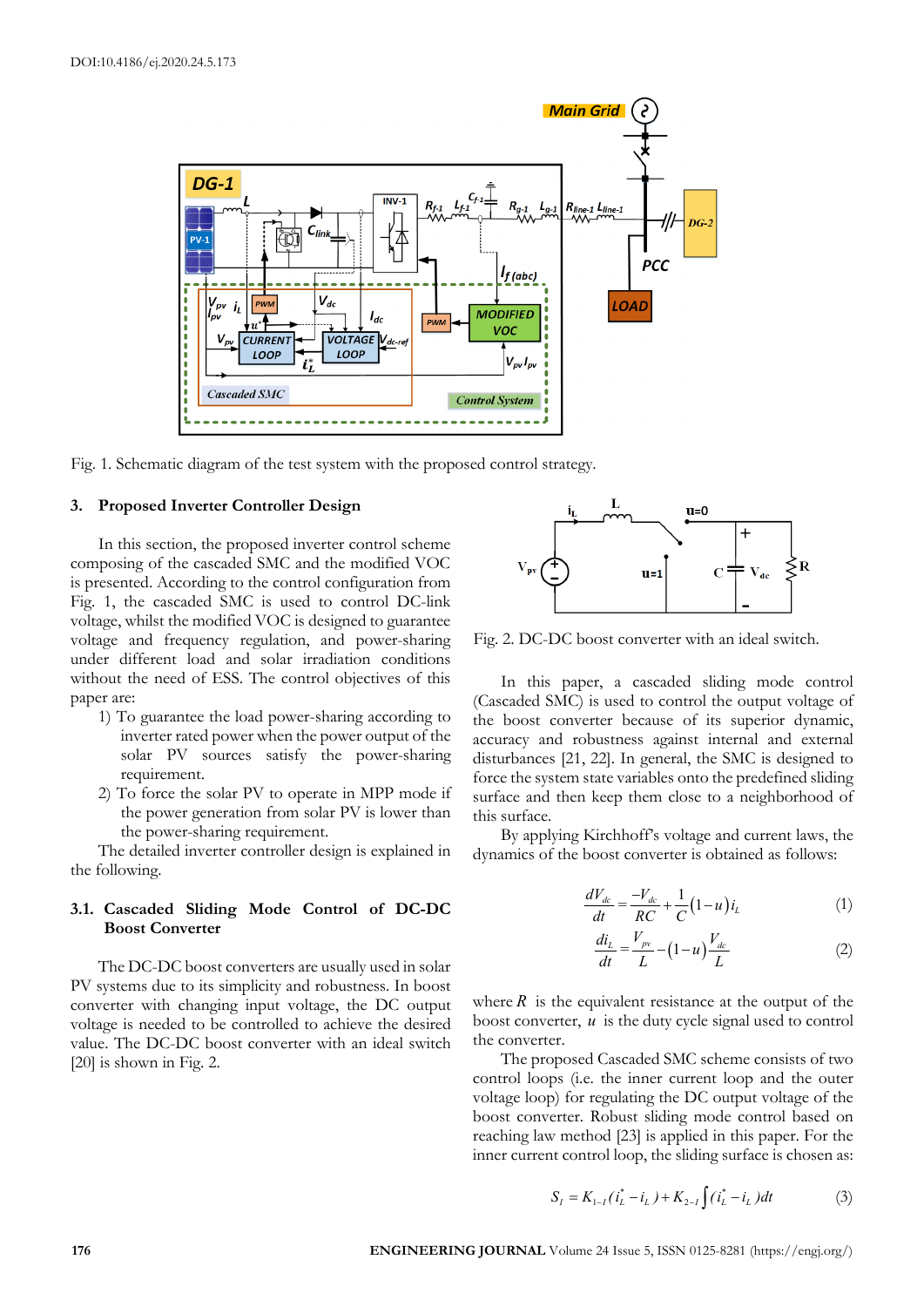Fig. 1. Schematic diagram of the test system with the proposed control strategy.

## 3. Proposed Inverter Controller Design

In this section, the proposed inverter control scheme composing of the cascaded SMC and the modified VOC is presented. According to the control configuration from Fig. 1, the cascaded SMC is used to control DC-link voltage, whilst the modified VOC is designed to guarantee voltage and frequency regulation, and power-sharing under different load and solar irradiation conditions without the need of ESS. The control objectives of this paper are:

1) To guarantee the load power-sharing according to inverter rated power when the power output of the solar PV sources satisfy the power-sharing requirement.
2) To force the solar PV to operate in MPP mode if the power generation from solar PV is lower than the power-sharing requirement.

The detailed inverter controller design is explained in the following.

### 3.1. Cascaded Sliding Mode Control of DC-DC Boost Converter

The DC-DC boost converters are usually used in solar PV systems due to its simplicity and robustness. In boost converter with changing input voltage, the DC output voltage is needed to be controlled to achieve the desired value. The DC-DC boost converter with an ideal switch [20] is shown in Fig. 2.

Fig. 2. DC-DC boost converter with an ideal switch.

In this paper, a cascaded sliding mode control (Cascaded SMC) is used to control the output voltage of the boost converter because of its superior dynamic, accuracy and robustness against internal and external disturbances [21, 22]. In general, the SMC is designed to force the system state variables onto the predefined sliding surface and then keep them close to a neighborhood of this surface.

By applying Kirchhoff's voltage and current laws, the dynamics of the boost converter is obtained as follows:

$$\frac{dV_{dc}}{dt} = \frac{-V_{dc}}{RC} + \frac{1}{C}(1-u)i_L \tag{1}$$

$$\frac{di_L}{dt} = \frac{V_{pv}}{L} - (1-u)\frac{V_{dc}}{L} \tag{2}$$

where $R$ is the equivalent resistance at the output of the boost converter, $u$ is the duty cycle signal used to control the converter.

The proposed Cascaded SMC scheme consists of two control loops (i.e. the inner current loop and the outer voltage loop) for regulating the DC output voltage of the boost converter. Robust sliding mode control based on reaching law method [23] is applied in this paper. For the inner current control loop, the sliding surface is chosen as:

$$S_I = K_{1-I}(i_L^* - i_L) + K_{2-I}\int (i_L^* - i_L)dt \tag{3}$$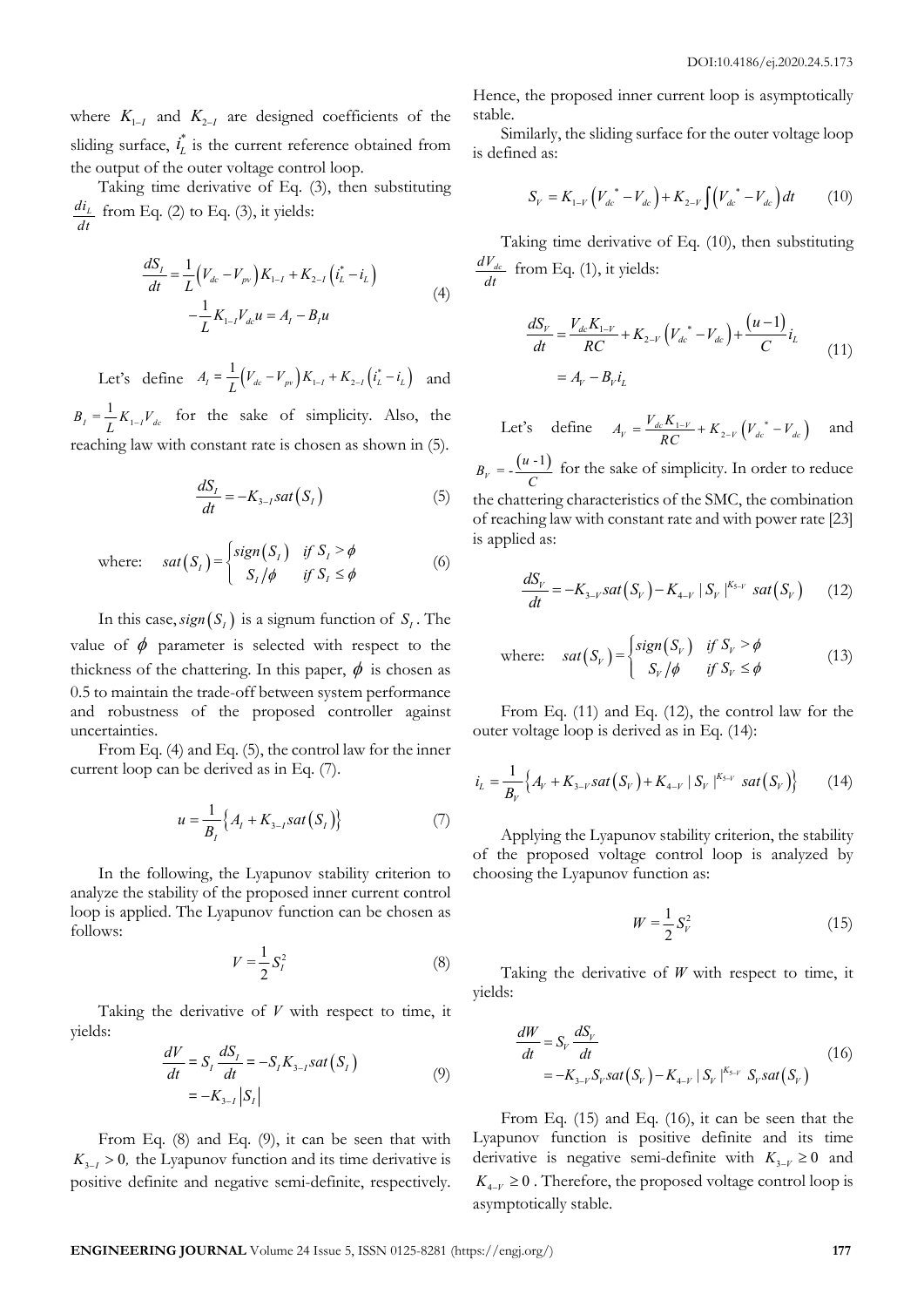where $K_{1-I}$ and $K_{2-I}$ are designed coefficients of the sliding surface, $i_L^*$ is the current reference obtained from the output of the outer voltage control loop.

Taking time derivative of Eq. (3), then substituting $\frac{di_L}{dt}$ from Eq. (2) to Eq. (3), it yields:

$$\begin{aligned}\frac{dS_I}{dt} &= \frac{1}{L}\left(V_{dc} - V_{pv}\right)K_{1-I} + K_{2-I}\left(i_L^* - i_L\right) \\ &\quad - \frac{1}{L}K_{1-I}V_{dc}u = A_I - B_I u\end{aligned} \tag{4}$$

Let's define $A_I = \frac{1}{L}\left(V_{dc} - V_{pv}\right)K_{1-I} + K_{2-I}\left(i_L^* - i_L\right)$ and $B_I = \frac{1}{L}K_{1-I}V_{dc}$ for the sake of simplicity. Also, the reaching law with constant rate is chosen as shown in (5).

$$\frac{dS_I}{dt} = -K_{3-I}sat\left(S_I\right) \tag{5}$$

$$\text{where:} \quad sat\left(S_I\right) = \begin{cases} sign\left(S_I\right) & if\ S_I > \phi \\ S_I/\phi & if\ S_I \le \phi \end{cases} \tag{6}$$

In this case, $sign\left(S_I\right)$ is a signum function of $S_I$. The value of $\phi$ parameter is selected with respect to the thickness of the chattering. In this paper, $\phi$ is chosen as 0.5 to maintain the trade-off between system performance and robustness of the proposed controller against uncertainties.

From Eq. (4) and Eq. (5), the control law for the inner current loop can be derived as in Eq. (7).

$$u = \frac{1}{B_I}\left\{A_I + K_{3-I}sat\left(S_I\right)\right\} \tag{7}$$

In the following, the Lyapunov stability criterion to analyze the stability of the proposed inner current control loop is applied. The Lyapunov function can be chosen as follows:

$$V = \frac{1}{2}S_I^2 \tag{8}$$

Taking the derivative of $V$ with respect to time, it yields:

$$\begin{aligned}\frac{dV}{dt} &= S_I\frac{dS_I}{dt} = -S_I K_{3-I}sat\left(S_I\right) \\ &= -K_{3-I}\left|S_I\right|\end{aligned} \tag{9}$$

From Eq. (8) and Eq. (9), it can be seen that with $K_{3-I} > 0$, the Lyapunov function and its time derivative is positive definite and negative semi-definite, respectively. Hence, the proposed inner current loop is asymptotically stable.

Similarly, the sliding surface for the outer voltage loop is defined as:

$$S_V = K_{1-V}\left(V_{dc}^* - V_{dc}\right) + K_{2-V}\int\left(V_{dc}^* - V_{dc}\right)dt \tag{10}$$

Taking time derivative of Eq. (10), then substituting $\frac{dV_{dc}}{dt}$ from Eq. (1), it yields:

$$\begin{aligned}\frac{dS_V}{dt} &= \frac{V_{dc}K_{1-V}}{RC} + K_{2-V}\left(V_{dc}^* - V_{dc}\right) + \frac{\left(u-1\right)}{C}i_L \\ &= A_V - B_V i_L\end{aligned} \tag{11}$$

Let's define $A_V = \frac{V_{dc}K_{1-V}}{RC} + K_{2-V}\left(V_{dc}^* - V_{dc}\right)$ and $B_V = -\frac{\left(u-1\right)}{C}$ for the sake of simplicity. In order to reduce the chattering characteristics of the SMC, the combination of reaching law with constant rate and with power rate [23] is applied as:

$$\frac{dS_V}{dt} = -K_{3-V}sat\left(S_V\right) - K_{4-V}\left|S_V\right|^{K_{5-V}}sat\left(S_V\right) \tag{12}$$

$$\text{where:} \quad sat\left(S_V\right) = \begin{cases} sign\left(S_V\right) & if\ S_V > \phi \\ S_V/\phi & if\ S_V \le \phi \end{cases} \tag{13}$$

From Eq. (11) and Eq. (12), the control law for the outer voltage loop is derived as in Eq. (14):

$$i_L = \frac{1}{B_V}\left\{A_V + K_{3-V}sat\left(S_V\right) + K_{4-V}\left|S_V\right|^{K_{5-V}}sat\left(S_V\right)\right\} \tag{14}$$

Applying the Lyapunov stability criterion, the stability of the proposed voltage control loop is analyzed by choosing the Lyapunov function as:

$$W = \frac{1}{2}S_V^2 \tag{15}$$

Taking the derivative of $W$ with respect to time, it yields:

$$\begin{aligned}\frac{dW}{dt} &= S_V\frac{dS_V}{dt} \\ &= -K_{3-V}S_V sat\left(S_V\right) - K_{4-V}\left|S_V\right|^{K_{5-V}}S_V sat\left(S_V\right)\end{aligned} \tag{16}$$

From Eq. (15) and Eq. (16), it can be seen that the Lyapunov function is positive definite and its time derivative is negative semi-definite with $K_{3-V} \ge 0$ and $K_{4-V} \ge 0$. Therefore, the proposed voltage control loop is asymptotically stable.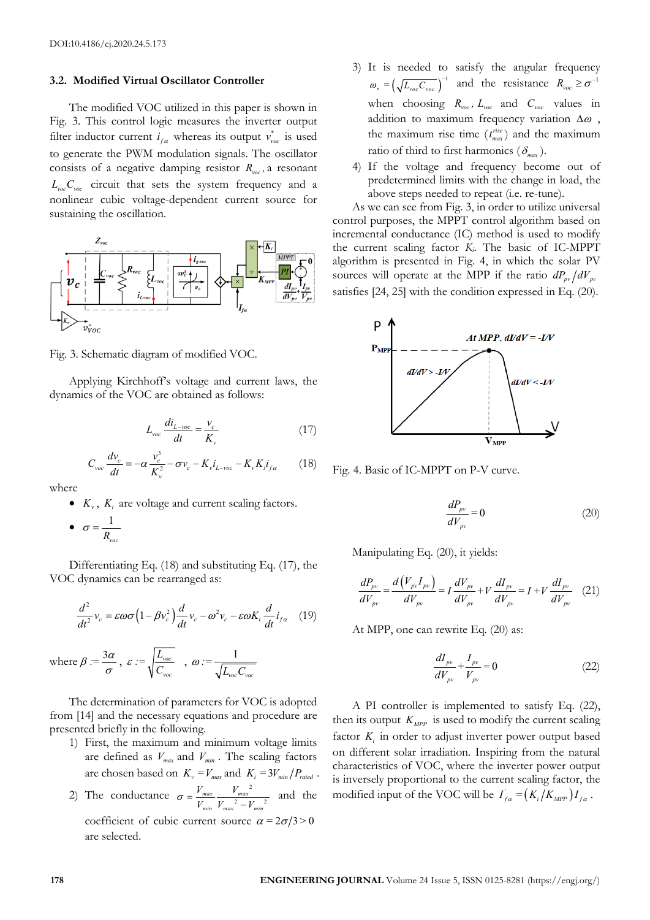DOI:10.4186/ej.2020.24.5.173

### 3.2. Modified Virtual Oscillator Controller

The modified VOC utilized in this paper is shown in Fig. 3. This control logic measures the inverter output filter inductor current $i_{f\alpha}$ whereas its output $v_{voc}^{*}$ is used to generate the PWM modulation signals. The oscillator consists of a negative damping resistor $R_{voc}$, a resonant $L_{voc}C_{voc}$ circuit that sets the system frequency and a nonlinear cubic voltage-dependent current source for sustaining the oscillation.

Fig. 3. Schematic diagram of modified VOC.

Applying Kirchhoff's voltage and current laws, the dynamics of the VOC are obtained as follows:

$$L_{voc}\frac{di_{L-voc}}{dt} = \frac{v_c}{K_v} \tag{17}$$

$$C_{voc}\frac{dv_c}{dt} = -\alpha\frac{v_c^3}{K_v^2} - \sigma v_c - K_v i_{L-voc} - K_v K_i i_{f\alpha} \tag{18}$$

where

- $K_v$, $K_i$ are voltage and current scaling factors.
- $\sigma = \dfrac{1}{R_{voc}}$

Differentiating Eq. (18) and substituting Eq. (17), the VOC dynamics can be rearranged as:

$$\frac{d^2}{dt^2}v_c = \varepsilon\omega\sigma\left(1-\beta v_c^2\right)\frac{d}{dt}v_c - \omega^2 v_c - \varepsilon\omega K_i\frac{d}{dt}i_{f\alpha} \tag{19}$$

where $\beta := \dfrac{3\alpha}{\sigma}$, $\varepsilon := \sqrt{\dfrac{L_{voc}}{C_{voc}}}$ , $\omega := \dfrac{1}{\sqrt{L_{voc}C_{voc}}}$

The determination of parameters for VOC is adopted from [14] and the necessary equations and procedure are presented briefly in the following.

1) First, the maximum and minimum voltage limits are defined as $V_{max}$ and $V_{min}$. The scaling factors are chosen based on $K_v = V_{max}$ and $K_i = 3V_{min}/P_{rated}$.
2) The conductance $\sigma = \dfrac{V_{max}}{V_{min}}\dfrac{V_{max}^2}{V_{max}^2 - V_{min}^2}$ and the coefficient of cubic current source $\alpha = 2\sigma/3 > 0$ are selected.
3) It is needed to satisfy the angular frequency $\omega_n = \left(\sqrt{L_{voc}C_{voc}}\right)^{-1}$ and the resistance $R_{voc} \geq \sigma^{-1}$ when choosing $R_{voc}$, $L_{voc}$ and $C_{voc}$ values in addition to maximum frequency variation $\Delta\omega$, the maximum rise time ($t_{max}^{rise}$) and the maximum ratio of third to first harmonics ($\delta_{max}$).
4) If the voltage and frequency become out of predetermined limits with the change in load, the above steps needed to repeat (i.e. re-tune).

As we can see from Fig. 3, in order to utilize universal control purposes, the MPPT control algorithm based on incremental conductance (IC) method is used to modify the current scaling factor $K_i$. The basic of IC-MPPT algorithm is presented in Fig. 4, in which the solar PV sources will operate at the MPP if the ratio $dP_{pv}/dV_{pv}$ satisfies [24, 25] with the condition expressed in Eq. (20).

Fig. 4. Basic of IC-MPPT on P-V curve.

$$\frac{dP_{pv}}{dV_{pv}} = 0 \tag{20}$$

Manipulating Eq. (20), it yields:

$$\frac{dP_{pv}}{dV_{pv}} = \frac{d\left(V_{pv}I_{pv}\right)}{dV_{pv}} = I\frac{dV_{pv}}{dV_{pv}} + V\frac{dI_{pv}}{dV_{pv}} = I + V\frac{dI_{pv}}{dV_{pv}} \tag{21}$$

At MPP, one can rewrite Eq. (20) as:

$$\frac{dI_{pv}}{dV_{pv}} + \frac{I_{pv}}{V_{pv}} = 0 \tag{22}$$

A PI controller is implemented to satisfy Eq. (22), then its output $K_{MPP}$ is used to modify the current scaling factor $K_i$ in order to adjust inverter power output based on different solar irradiation. Inspiring from the natural characteristics of VOC, where the inverter power output is inversely proportional to the current scaling factor, the modified input of the VOC will be $I'_{f\alpha} = \left(K_i/K_{MPP}\right)I_{f\alpha}$.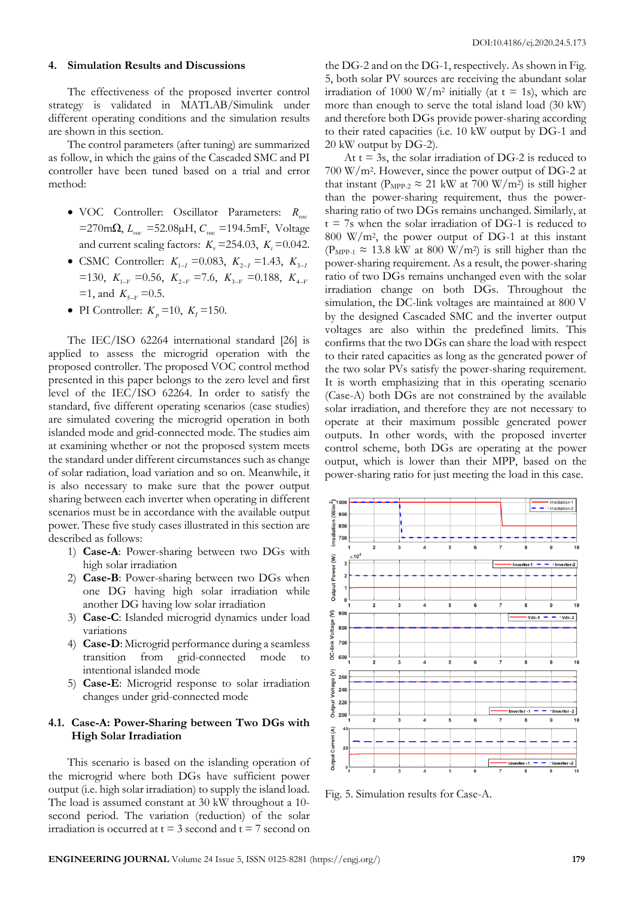## 4. Simulation Results and Discussions

The effectiveness of the proposed inverter control strategy is validated in MATLAB/Simulink under different operating conditions and the simulation results are shown in this section.

The control parameters (after tuning) are summarized as follow, in which the gains of the Cascaded SMC and PI controller have been tuned based on a trial and error method:

- VOC Controller: Oscillator Parameters: $R_{voc}$ =270mΩ, $L_{voc}$ =52.08μH, $C_{voc}$ =194.5mF, Voltage and current scaling factors: $K_v$ =254.03, $K_i$ =0.042.
- CSMC Controller: $K_{1-I}$ =0.083, $K_{2-I}$ =1.43, $K_{3-I}$ =130, $K_{1-V}$ =0.56, $K_{2-V}$ =7.6, $K_{3-V}$ =0.188, $K_{4-V}$ =1, and $K_{5-V}$ =0.5.
- PI Controller: $K_p$ =10, $K_I$ =150.

The IEC/ISO 62264 international standard [26] is applied to assess the microgrid operation with the proposed controller. The proposed VOC control method presented in this paper belongs to the zero level and first level of the IEC/ISO 62264. In order to satisfy the standard, five different operating scenarios (case studies) are simulated covering the microgrid operation in both islanded mode and grid-connected mode. The studies aim at examining whether or not the proposed system meets the standard under different circumstances such as change of solar radiation, load variation and so on. Meanwhile, it is also necessary to make sure that the power output sharing between each inverter when operating in different scenarios must be in accordance with the available output power. These five study cases illustrated in this section are described as follows:

1) **Case-A**: Power-sharing between two DGs with high solar irradiation
2) **Case-B**: Power-sharing between two DGs when one DG having high solar irradiation while another DG having low solar irradiation
3) **Case-C**: Islanded microgrid dynamics under load variations
4) **Case-D**: Microgrid performance during a seamless transition from grid-connected mode to intentional islanded mode
5) **Case-E**: Microgrid response to solar irradiation changes under grid-connected mode

### 4.1. Case-A: Power-Sharing between Two DGs with High Solar Irradiation

This scenario is based on the islanding operation of the microgrid where both DGs have sufficient power output (i.e. high solar irradiation) to supply the island load. The load is assumed constant at 30 kW throughout a 10-second period. The variation (reduction) of the solar irradiation is occurred at t = 3 second and t = 7 second on the DG-2 and on the DG-1, respectively. As shown in Fig. 5, both solar PV sources are receiving the abundant solar irradiation of 1000 W/m$^2$ initially (at t = 1s), which are more than enough to serve the total island load (30 kW) and therefore both DGs provide power-sharing according to their rated capacities (i.e. 10 kW output by DG-1 and 20 kW output by DG-2).

At t = 3s, the solar irradiation of DG-2 is reduced to 700 W/m$^2$. However, since the power output of DG-2 at that instant ($P_{MPP-2}$ ≈ 21 kW at 700 W/m$^2$) is still higher than the power-sharing requirement, thus the power-sharing ratio of two DGs remains unchanged. Similarly, at t = 7s when the solar irradiation of DG-1 is reduced to 800 W/m$^2$, the power output of DG-1 at this instant ($P_{MPP-1}$ ≈ 13.8 kW at 800 W/m$^2$) is still higher than the power-sharing requirement. As a result, the power-sharing ratio of two DGs remains unchanged even with the solar irradiation change on both DGs. Throughout the simulation, the DC-link voltages are maintained at 800 V by the designed Cascaded SMC and the inverter output voltages are also within the predefined limits. This confirms that the two DGs can share the load with respect to their rated capacities as long as the generated power of the two solar PVs satisfy the power-sharing requirement. It is worth emphasizing that in this operating scenario (Case-A) both DGs are not constrained by the available solar irradiation, and therefore they are not necessary to operate at their maximum possible generated power outputs. In other words, with the proposed inverter control scheme, both DGs are operating at the power output, which is lower than their MPP, based on the power-sharing ratio for just meeting the load in this case.

Fig. 5. Simulation results for Case-A.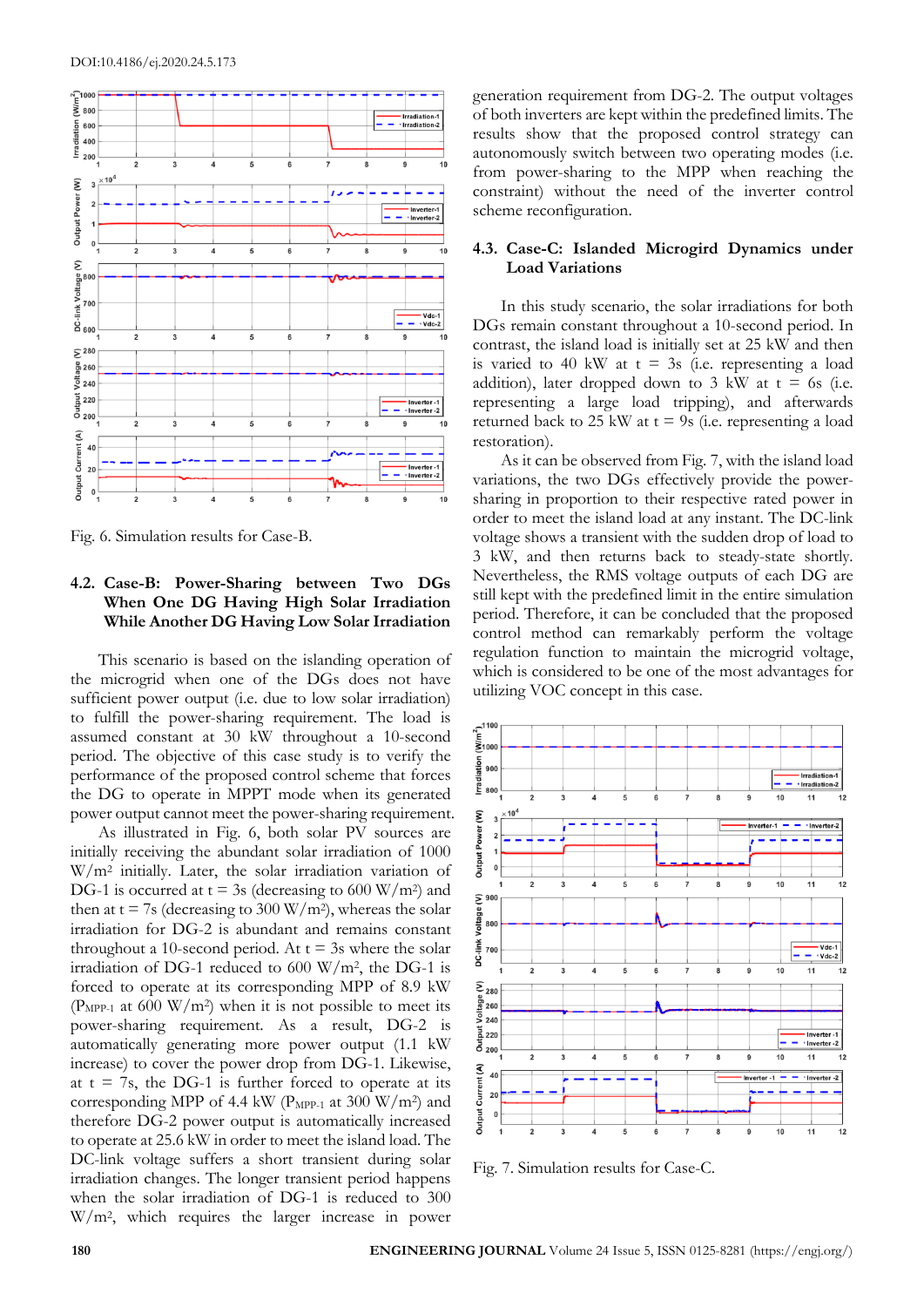Fig. 6. Simulation results for Case-B.

### 4.2. Case-B: Power-Sharing between Two DGs When One DG Having High Solar Irradiation While Another DG Having Low Solar Irradiation

This scenario is based on the islanding operation of the microgrid when one of the DGs does not have sufficient power output (i.e. due to low solar irradiation) to fulfill the power-sharing requirement. The load is assumed constant at 30 kW throughout a 10-second period. The objective of this case study is to verify the performance of the proposed control scheme that forces the DG to operate in MPPT mode when its generated power output cannot meet the power-sharing requirement.

As illustrated in Fig. 6, both solar PV sources are initially receiving the abundant solar irradiation of 1000 W/m$^2$ initially. Later, the solar irradiation variation of DG-1 is occurred at t = 3s (decreasing to 600 W/m$^2$) and then at t = 7s (decreasing to 300 W/m$^2$), whereas the solar irradiation for DG-2 is abundant and remains constant throughout a 10-second period. At t = 3s where the solar irradiation of DG-1 reduced to 600 W/m$^2$, the DG-1 is forced to operate at its corresponding MPP of 8.9 kW ($P_{MPP-1}$ at 600 W/m$^2$) when it is not possible to meet its power-sharing requirement. As a result, DG-2 is automatically generating more power output (1.1 kW increase) to cover the power drop from DG-1. Likewise, at t = 7s, the DG-1 is further forced to operate at its corresponding MPP of 4.4 kW ($P_{MPP-1}$ at 300 W/m$^2$) and therefore DG-2 power output is automatically increased to operate at 25.6 kW in order to meet the island load. The DC-link voltage suffers a short transient during solar irradiation changes. The longer transient period happens when the solar irradiation of DG-1 is reduced to 300 W/m$^2$, which requires the larger increase in power generation requirement from DG-2. The output voltages of both inverters are kept within the predefined limits. The results show that the proposed control strategy can autonomously switch between two operating modes (i.e. from power-sharing to the MPP when reaching the constraint) without the need of the inverter control scheme reconfiguration.

### 4.3. Case-C: Islanded Microgird Dynamics under Load Variations

In this study scenario, the solar irradiations for both DGs remain constant throughout a 10-second period. In contrast, the island load is initially set at 25 kW and then is varied to 40 kW at t = 3s (i.e. representing a load addition), later dropped down to 3 kW at t = 6s (i.e. representing a large load tripping), and afterwards returned back to 25 kW at t = 9s (i.e. representing a load restoration).

As it can be observed from Fig. 7, with the island load variations, the two DGs effectively provide the power-sharing in proportion to their respective rated power in order to meet the island load at any instant. The DC-link voltage shows a transient with the sudden drop of load to 3 kW, and then returns back to steady-state shortly. Nevertheless, the RMS voltage outputs of each DG are still kept with the predefined limit in the entire simulation period. Therefore, it can be concluded that the proposed control method can remarkably perform the voltage regulation function to maintain the microgrid voltage, which is considered to be one of the most advantages for utilizing VOC concept in this case.

Fig. 7. Simulation results for Case-C.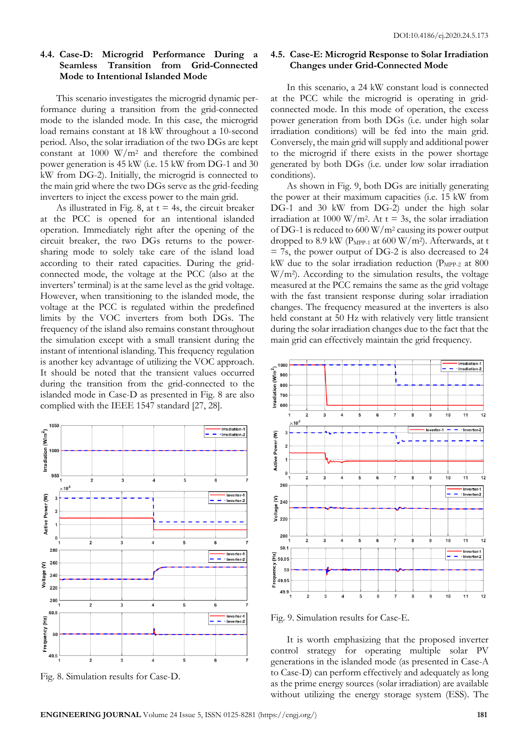### 4.4. Case-D: Microgrid Performance During a Seamless Transition from Grid-Connected Mode to Intentional Islanded Mode

This scenario investigates the microgrid dynamic performance during a transition from the grid-connected mode to the islanded mode. In this case, the microgrid load remains constant at 18 kW throughout a 10-second period. Also, the solar irradiation of the two DGs are kept constant at 1000 W/m$^2$ and therefore the combined power generation is 45 kW (i.e. 15 kW from DG-1 and 30 kW from DG-2). Initially, the microgrid is connected to the main grid where the two DGs serve as the grid-feeding inverters to inject the excess power to the main grid.

As illustrated in Fig. 8, at t = 4s, the circuit breaker at the PCC is opened for an intentional islanded operation. Immediately right after the opening of the circuit breaker, the two DGs returns to the power-sharing mode to solely take care of the island load according to their rated capacities. During the grid-connected mode, the voltage at the PCC (also at the inverters' terminal) is at the same level as the grid voltage. However, when transitioning to the islanded mode, the voltage at the PCC is regulated within the predefined limits by the VOC inverters from both DGs. The frequency of the island also remains constant throughout the simulation except with a small transient during the instant of intentional islanding. This frequency regulation is another key advantage of utilizing the VOC approach. It should be noted that the transient values occurred during the transition from the grid-connected to the islanded mode in Case-D as presented in Fig. 8 are also complied with the IEEE 1547 standard [27, 28].

Fig. 8. Simulation results for Case-D.

### 4.5. Case-E: Microgrid Response to Solar Irradiation Changes under Grid-Connected Mode

In this scenario, a 24 kW constant load is connected at the PCC while the microgrid is operating in grid-connected mode. In this mode of operation, the excess power generation from both DGs (i.e. under high solar irradiation conditions) will be fed into the main grid. Conversely, the main grid will supply and additional power to the microgrid if there exists in the power shortage generated by both DGs (i.e. under low solar irradiation conditions).

As shown in Fig. 9, both DGs are initially generating the power at their maximum capacities (i.e. 15 kW from DG-1 and 30 kW from DG-2) under the high solar irradiation at 1000 W/m$^2$. At t = 3s, the solar irradiation of DG-1 is reduced to 600 W/m$^2$ causing its power output dropped to 8.9 kW ($P_{MPP-1}$ at 600 W/m$^2$). Afterwards, at t = 7s, the power output of DG-2 is also decreased to 24 kW due to the solar irradiation reduction ($P_{MPP-2}$ at 800 W/m$^2$). According to the simulation results, the voltage measured at the PCC remains the same as the grid voltage with the fast transient response during solar irradiation changes. The frequency measured at the inverters is also held constant at 50 Hz with relatively very little transient during the solar irradiation changes due to the fact that the main grid can effectively maintain the grid frequency.

Fig. 9. Simulation results for Case-E.

It is worth emphasizing that the proposed inverter control strategy for operating multiple solar PV generations in the islanded mode (as presented in Case-A to Case-D) can perform effectively and adequately as long as the prime energy sources (solar irradiation) are available without utilizing the energy storage system (ESS). The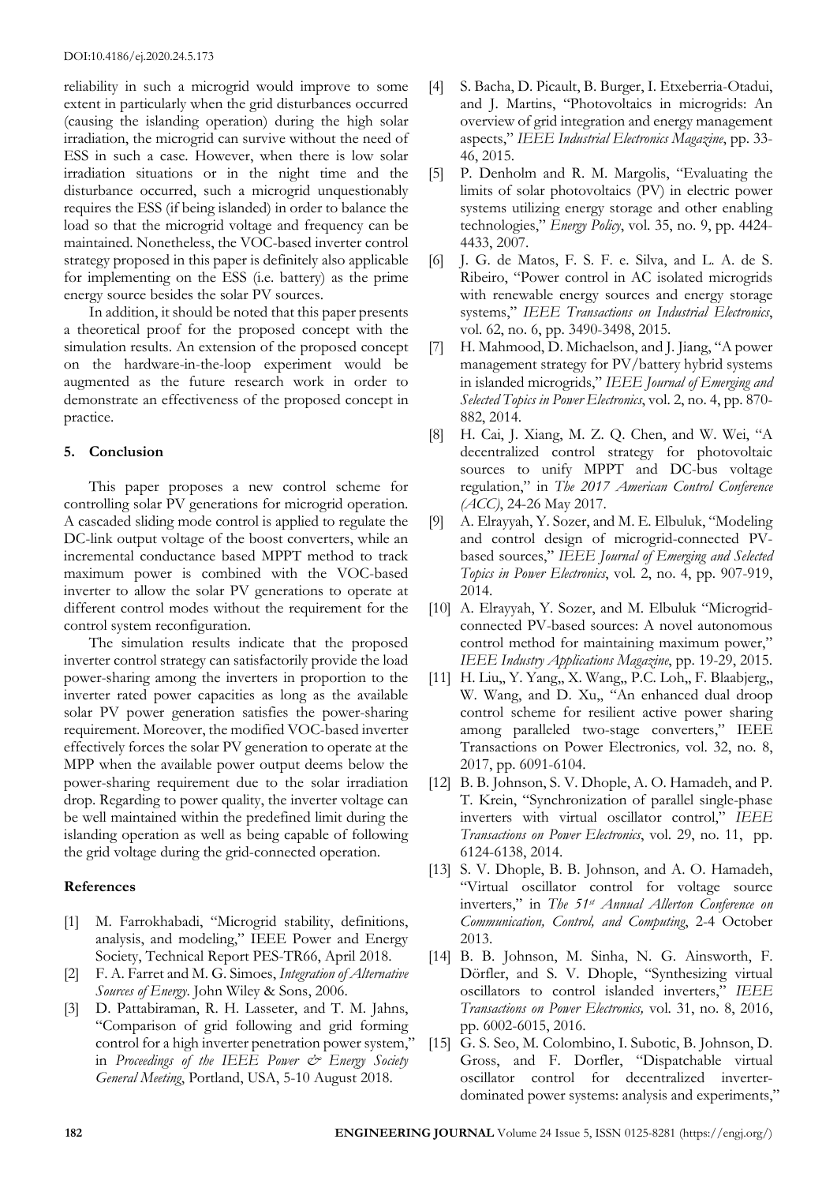reliability in such a microgrid would improve to some extent in particularly when the grid disturbances occurred (causing the islanding operation) during the high solar irradiation, the microgrid can survive without the need of ESS in such a case. However, when there is low solar irradiation situations or in the night time and the disturbance occurred, such a microgrid unquestionably requires the ESS (if being islanded) in order to balance the load so that the microgrid voltage and frequency can be maintained. Nonetheless, the VOC-based inverter control strategy proposed in this paper is definitely also applicable for implementing on the ESS (i.e. battery) as the prime energy source besides the solar PV sources.

In addition, it should be noted that this paper presents a theoretical proof for the proposed concept with the simulation results. An extension of the proposed concept on the hardware-in-the-loop experiment would be augmented as the future research work in order to demonstrate an effectiveness of the proposed concept in practice.

## 5. Conclusion

This paper proposes a new control scheme for controlling solar PV generations for microgrid operation. A cascaded sliding mode control is applied to regulate the DC-link output voltage of the boost converters, while an incremental conductance based MPPT method to track maximum power is combined with the VOC-based inverter to allow the solar PV generations to operate at different control modes without the requirement for the control system reconfiguration.

The simulation results indicate that the proposed inverter control strategy can satisfactorily provide the load power-sharing among the inverters in proportion to the inverter rated power capacities as long as the available solar PV power generation satisfies the power-sharing requirement. Moreover, the modified VOC-based inverter effectively forces the solar PV generation to operate at the MPP when the available power output deems below the power-sharing requirement due to the solar irradiation drop. Regarding to power quality, the inverter voltage can be well maintained within the predefined limit during the islanding operation as well as being capable of following the grid voltage during the grid-connected operation.

## References

[1] M. Farrokhabadi, "Microgrid stability, definitions, analysis, and modeling," IEEE Power and Energy Society, Technical Report PES-TR66, April 2018.

[2] F. A. Farret and M. G. Simoes, *Integration of Alternative Sources of Energy*. John Wiley & Sons, 2006.

[3] D. Pattabiraman, R. H. Lasseter, and T. M. Jahns, "Comparison of grid following and grid forming control for a high inverter penetration power system," in *Proceedings of the IEEE Power & Energy Society General Meeting*, Portland, USA, 5-10 August 2018.

[4] S. Bacha, D. Picault, B. Burger, I. Etxeberria-Otadui, and J. Martins, "Photovoltaics in microgrids: An overview of grid integration and energy management aspects," *IEEE Industrial Electronics Magazine*, pp. 33-46, 2015.

[5] P. Denholm and R. M. Margolis, "Evaluating the limits of solar photovoltaics (PV) in electric power systems utilizing energy storage and other enabling technologies," *Energy Policy*, vol. 35, no. 9, pp. 4424-4433, 2007.

[6] J. G. de Matos, F. S. F. e. Silva, and L. A. de S. Ribeiro, "Power control in AC isolated microgrids with renewable energy sources and energy storage systems," *IEEE Transactions on Industrial Electronics*, vol. 62, no. 6, pp. 3490-3498, 2015.

[7] H. Mahmood, D. Michaelson, and J. Jiang, "A power management strategy for PV/battery hybrid systems in islanded microgrids," *IEEE Journal of Emerging and Selected Topics in Power Electronics*, vol. 2, no. 4, pp. 870-882, 2014.

[8] H. Cai, J. Xiang, M. Z. Q. Chen, and W. Wei, "A decentralized control strategy for photovoltaic sources to unify MPPT and DC-bus voltage regulation," in *The 2017 American Control Conference (ACC)*, 24-26 May 2017.

[9] A. Elrayyah, Y. Sozer, and M. E. Elbuluk, "Modeling and control design of microgrid-connected PV-based sources," *IEEE Journal of Emerging and Selected Topics in Power Electronics*, vol. 2, no. 4, pp. 907-919, 2014.

[10] A. Elrayyah, Y. Sozer, and M. Elbuluk "Microgrid-connected PV-based sources: A novel autonomous control method for maintaining maximum power," *IEEE Industry Applications Magazine*, pp. 19-29, 2015.

[11] H. Liu,, Y. Yang,, X. Wang,, P.C. Loh,, F. Blaabjerg,, W. Wang, and D. Xu,, "An enhanced dual droop control scheme for resilient active power sharing among paralleled two-stage converters," IEEE Transactions on Power Electronics, vol. 32, no. 8, 2017, pp. 6091-6104.

[12] B. B. Johnson, S. V. Dhople, A. O. Hamadeh, and P. T. Krein, "Synchronization of parallel single-phase inverters with virtual oscillator control," *IEEE Transactions on Power Electronics*, vol. 29, no. 11, pp. 6124-6138, 2014.

[13] S. V. Dhople, B. B. Johnson, and A. O. Hamadeh, "Virtual oscillator control for voltage source inverters," in *The 51st Annual Allerton Conference on Communication, Control, and Computing*, 2-4 October 2013.

[14] B. B. Johnson, M. Sinha, N. G. Ainsworth, F. Dörfler, and S. V. Dhople, "Synthesizing virtual oscillators to control islanded inverters," *IEEE Transactions on Power Electronics,* vol. 31, no. 8, 2016, pp. 6002-6015, 2016.

[15] G. S. Seo, M. Colombino, I. Subotic, B. Johnson, D. Gross, and F. Dorfler, "Dispatchable virtual oscillator control for decentralized inverter-dominated power systems: analysis and experiments,"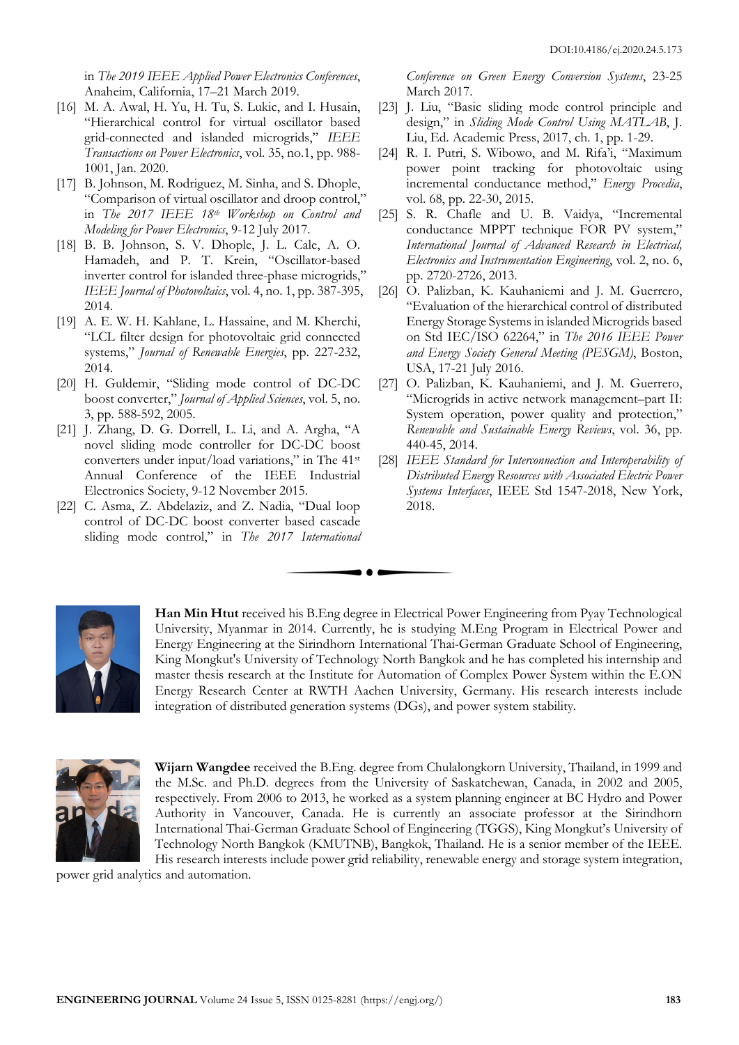in *The 2019 IEEE Applied Power Electronics Conferences*, Anaheim, California, 17–21 March 2019.

[16] M. A. Awal, H. Yu, H. Tu, S. Lukic, and I. Husain, "Hierarchical control for virtual oscillator based grid-connected and islanded microgrids," *IEEE Transactions on Power Electronics*, vol. 35, no.1, pp. 988-1001, Jan. 2020.

[17] B. Johnson, M. Rodriguez, M. Sinha, and S. Dhople, "Comparison of virtual oscillator and droop control," in *The 2017 IEEE 18th Workshop on Control and Modeling for Power Electronics*, 9-12 July 2017.

[18] B. B. Johnson, S. V. Dhople, J. L. Cale, A. O. Hamadeh, and P. T. Krein, "Oscillator-based inverter control for islanded three-phase microgrids," *IEEE Journal of Photovoltaics*, vol. 4, no. 1, pp. 387-395, 2014.

[19] A. E. W. H. Kahlane, L. Hassaine, and M. Kherchi, "LCL filter design for photovoltaic grid connected systems," *Journal of Renewable Energies*, pp. 227-232, 2014.

[20] H. Guldemir, "Sliding mode control of DC-DC boost converter," *Journal of Applied Sciences*, vol. 5, no. 3, pp. 588-592, 2005.

[21] J. Zhang, D. G. Dorrell, L. Li, and A. Argha, "A novel sliding mode controller for DC-DC boost converters under input/load variations," in The 41st Annual Conference of the IEEE Industrial Electronics Society, 9-12 November 2015.

[22] C. Asma, Z. Abdelaziz, and Z. Nadia, "Dual loop control of DC-DC boost converter based cascade sliding mode control," in *The 2017 International Conference on Green Energy Conversion Systems*, 23-25 March 2017.

[23] J. Liu, "Basic sliding mode control principle and design," in *Sliding Mode Control Using MATLAB*, J. Liu, Ed. Academic Press, 2017, ch. 1, pp. 1-29.

[24] R. I. Putri, S. Wibowo, and M. Rifa'i, "Maximum power point tracking for photovoltaic using incremental conductance method," *Energy Procedia*, vol. 68, pp. 22-30, 2015.

[25] S. R. Chafle and U. B. Vaidya, "Incremental conductance MPPT technique FOR PV system," *International Journal of Advanced Research in Electrical, Electronics and Instrumentation Engineering*, vol. 2, no. 6, pp. 2720-2726, 2013.

[26] O. Palizban, K. Kauhaniemi and J. M. Guerrero, "Evaluation of the hierarchical control of distributed Energy Storage Systems in islanded Microgrids based on Std IEC/ISO 62264," in *The 2016 IEEE Power and Energy Society General Meeting (PESGM)*, Boston, USA, 17-21 July 2016.

[27] O. Palizban, K. Kauhaniemi, and J. M. Guerrero, "Microgrids in active network management–part II: System operation, power quality and protection," *Renewable and Sustainable Energy Reviews*, vol. 36, pp. 440-45, 2014.

[28] *IEEE Standard for Interconnection and Interoperability of Distributed Energy Resources with Associated Electric Power Systems Interfaces*, IEEE Std 1547-2018, New York, 2018.

**Han Min Htut** received his B.Eng degree in Electrical Power Engineering from Pyay Technological University, Myanmar in 2014. Currently, he is studying M.Eng Program in Electrical Power and Energy Engineering at the Sirindhorn International Thai-German Graduate School of Engineering, King Mongkut's University of Technology North Bangkok and he has completed his internship and master thesis research at the Institute for Automation of Complex Power System within the E.ON Energy Research Center at RWTH Aachen University, Germany. His research interests include integration of distributed generation systems (DGs), and power system stability.

**Wijarn Wangdee** received the B.Eng. degree from Chulalongkorn University, Thailand, in 1999 and the M.Sc. and Ph.D. degrees from the University of Saskatchewan, Canada, in 2002 and 2005, respectively. From 2006 to 2013, he worked as a system planning engineer at BC Hydro and Power Authority in Vancouver, Canada. He is currently an associate professor at the Sirindhorn International Thai-German Graduate School of Engineering (TGGS), King Mongkut's University of Technology North Bangkok (KMUTNB), Bangkok, Thailand. He is a senior member of the IEEE. His research interests include power grid reliability, renewable energy and storage system integration, power grid analytics and automation.